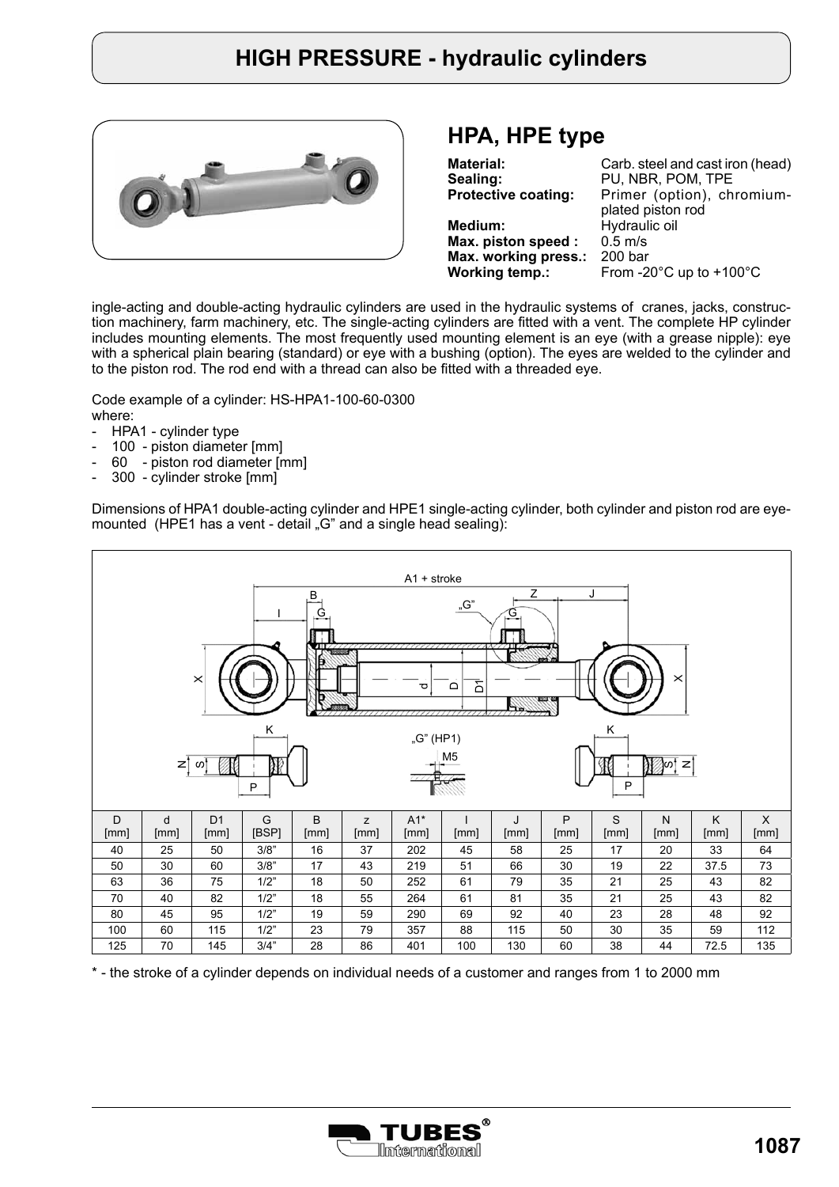# HIGH PRESSURE - hydraulic cylinders

## HPA, HPE type

**Material:** Carb. steel and cast iron (head)
**Sealing:** PU, NBR, POM, TPE
**Protective coating:** Primer (option), chromium-plated piston rod
**Medium:** Hydraulic oil
**Max. piston speed :** 0.5 m/s
**Max. working press.:** 200 bar
**Working temp.:** From -20°C up to +100°C

ingle-acting and double-acting hydraulic cylinders are used in the hydraulic systems of cranes, jacks, construction machinery, farm machinery, etc. The single-acting cylinders are fitted with a vent. The complete HP cylinder includes mounting elements. The most frequently used mounting element is an eye (with a grease nipple): eye with a spherical plain bearing (standard) or eye with a bushing (option). The eyes are welded to the cylinder and to the piston rod. The rod end with a thread can also be fitted with a threaded eye.

Code example of a cylinder: HS-HPA1-100-60-0300
where:

- HPA1 - cylinder type
- 100 - piston diameter [mm]
- 60 - piston rod diameter [mm]
- 300 - cylinder stroke [mm]

Dimensions of HPA1 double-acting cylinder and HPE1 single-acting cylinder, both cylinder and piston rod are eye-mounted (HPE1 has a vent - detail „G" and a single head sealing):

A1 + stroke

„G" (HP1)

M5

| D [mm] | d [mm] | D1 [mm] | G [BSP] | B [mm] | z [mm] | A1* [mm] | I [mm] | J [mm] | P [mm] | S [mm] | N [mm] | K [mm] | X [mm] |
|---|---|---|---|---|---|---|---|---|---|---|---|---|---|
| 40 | 25 | 50 | 3/8" | 16 | 37 | 202 | 45 | 58 | 25 | 17 | 20 | 33 | 64 |
| 50 | 30 | 60 | 3/8" | 17 | 43 | 219 | 51 | 66 | 30 | 19 | 22 | 37.5 | 73 |
| 63 | 36 | 75 | 1/2" | 18 | 50 | 252 | 61 | 79 | 35 | 21 | 25 | 43 | 82 |
| 70 | 40 | 82 | 1/2" | 18 | 55 | 264 | 61 | 81 | 35 | 21 | 25 | 43 | 82 |
| 80 | 45 | 95 | 1/2" | 19 | 59 | 290 | 69 | 92 | 40 | 23 | 28 | 48 | 92 |
| 100 | 60 | 115 | 1/2" | 23 | 79 | 357 | 88 | 115 | 50 | 30 | 35 | 59 | 112 |
| 125 | 70 | 145 | 3/4" | 28 | 86 | 401 | 100 | 130 | 60 | 38 | 44 | 72.5 | 135 |

\* - the stroke of a cylinder depends on individual needs of a customer and ranges from 1 to 2000 mm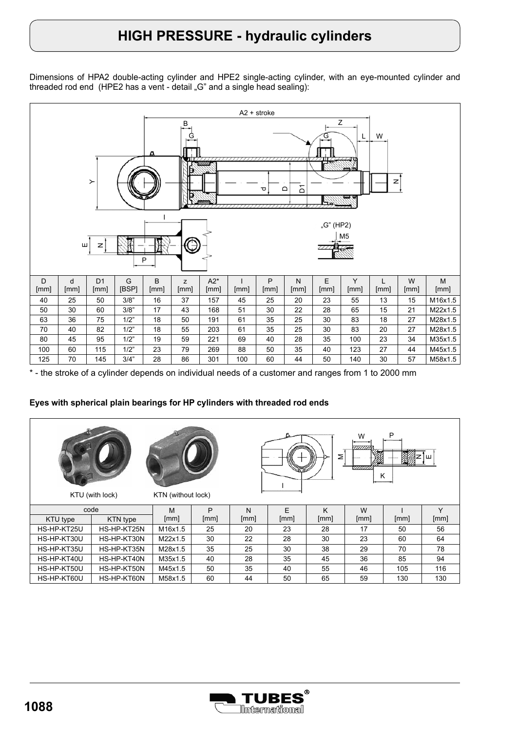# HIGH PRESSURE - hydraulic cylinders

Dimensions of HPA2 double-acting cylinder and HPE2 single-acting cylinder, with an eye-mounted cylinder and threaded rod end (HPE2 has a vent - detail „G" and a single head sealing):

| D [mm] | d [mm] | D1 [mm] | G [BSP] | B [mm] | z [mm] | A2* [mm] | I [mm] | P [mm] | N [mm] | E [mm] | Y [mm] | L [mm] | W [mm] | M [mm] |
|---|---|---|---|---|---|---|---|---|---|---|---|---|---|---|
| 40 | 25 | 50 | 3/8" | 16 | 37 | 157 | 45 | 25 | 20 | 23 | 55 | 13 | 15 | M16x1.5 |
| 50 | 30 | 60 | 3/8" | 17 | 43 | 168 | 51 | 30 | 22 | 28 | 65 | 15 | 21 | M22x1.5 |
| 63 | 36 | 75 | 1/2" | 18 | 50 | 191 | 61 | 35 | 25 | 30 | 83 | 18 | 27 | M28x1.5 |
| 70 | 40 | 82 | 1/2" | 18 | 55 | 203 | 61 | 35 | 25 | 30 | 83 | 20 | 27 | M28x1.5 |
| 80 | 45 | 95 | 1/2" | 19 | 59 | 221 | 69 | 40 | 28 | 35 | 100 | 23 | 34 | M35x1.5 |
| 100 | 60 | 115 | 1/2" | 23 | 79 | 269 | 88 | 50 | 35 | 40 | 123 | 27 | 44 | M45x1.5 |
| 125 | 70 | 145 | 3/4" | 28 | 86 | 301 | 100 | 60 | 44 | 50 | 140 | 30 | 57 | M58x1.5 |

\* - the stroke of a cylinder depends on individual needs of a customer and ranges from 1 to 2000 mm

**Eyes with spherical plain bearings for HP cylinders with threaded rod ends**

KTU (with lock) KTN (without lock)

| code | | M | P | N | E | K | W | I | Y |
|---|---|---|---|---|---|---|---|---|---|
| KTU type | KTN type | [mm] | [mm] | [mm] | [mm] | [mm] | [mm] | [mm] | [mm] |
| HS-HP-KT25U | HS-HP-KT25N | M16x1.5 | 25 | 20 | 23 | 28 | 17 | 50 | 56 |
| HS-HP-KT30U | HS-HP-KT30N | M22x1.5 | 30 | 22 | 28 | 30 | 23 | 60 | 64 |
| HS-HP-KT35U | HS-HP-KT35N | M28x1.5 | 35 | 25 | 30 | 38 | 29 | 70 | 78 |
| HS-HP-KT40U | HS-HP-KT40N | M35x1.5 | 40 | 28 | 35 | 45 | 36 | 85 | 94 |
| HS-HP-KT50U | HS-HP-KT50N | M45x1.5 | 50 | 35 | 40 | 55 | 46 | 105 | 116 |
| HS-HP-KT60U | HS-HP-KT60N | M58x1.5 | 60 | 44 | 50 | 65 | 59 | 130 | 130 |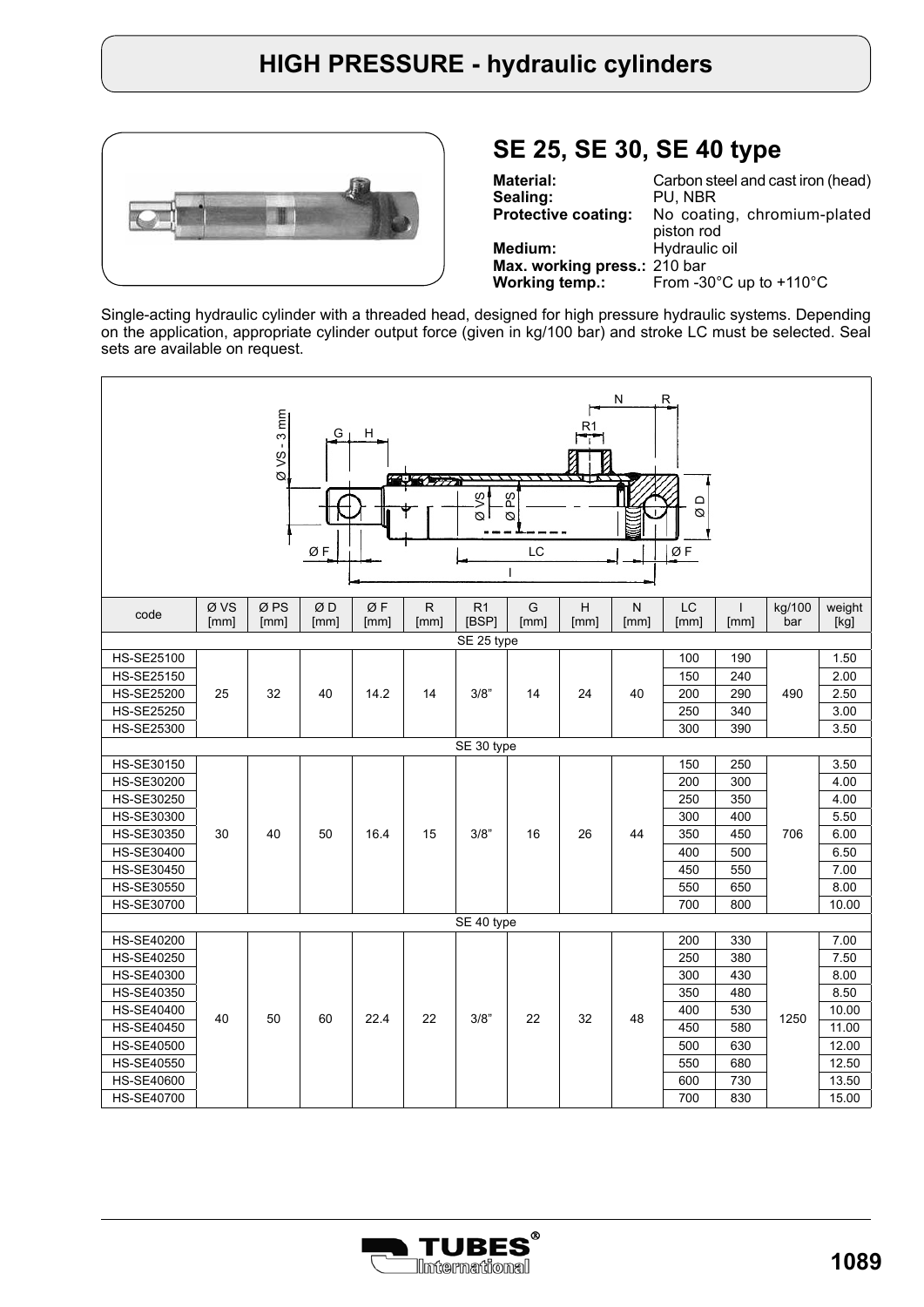# HIGH PRESSURE - hydraulic cylinders

## SE 25, SE 30, SE 40 type

**Material:** Carbon steel and cast iron (head)
**Sealing:** PU, NBR
**Protective coating:** No coating, chromium-plated piston rod
**Medium:** Hydraulic oil
**Max. working press.:** 210 bar
**Working temp.:** From -30°C up to +110°C

Single-acting hydraulic cylinder with a threaded head, designed for high pressure hydraulic systems. Depending on the application, appropriate cylinder output force (given in kg/100 bar) and stroke LC must be selected. Seal sets are available on request.

| code | Ø VS [mm] | Ø PS [mm] | Ø D [mm] | Ø F [mm] | R [mm] | R1 [BSP] | G [mm] | H [mm] | N [mm] | LC [mm] | I [mm] | kg/100 bar | weight [kg] |
|---|---|---|---|---|---|---|---|---|---|---|---|---|---|
| SE 25 type | | | | | | | | | | | | | |
| HS-SE25100 | 25 | 32 | 40 | 14.2 | 14 | 3/8" | 14 | 24 | 40 | 100 | 190 | 490 | 1.50 |
| HS-SE25150 | | | | | | | | | | 150 | 240 | | 2.00 |
| HS-SE25200 | | | | | | | | | | 200 | 290 | | 2.50 |
| HS-SE25250 | | | | | | | | | | 250 | 340 | | 3.00 |
| HS-SE25300 | | | | | | | | | | 300 | 390 | | 3.50 |
| SE 30 type | | | | | | | | | | | | | |
| HS-SE30150 | 30 | 40 | 50 | 16.4 | 15 | 3/8" | 16 | 26 | 44 | 150 | 250 | 706 | 3.50 |
| HS-SE30200 | | | | | | | | | | 200 | 300 | | 4.00 |
| HS-SE30250 | | | | | | | | | | 250 | 350 | | 4.00 |
| HS-SE30300 | | | | | | | | | | 300 | 400 | | 5.50 |
| HS-SE30350 | | | | | | | | | | 350 | 450 | | 6.00 |
| HS-SE30400 | | | | | | | | | | 400 | 500 | | 6.50 |
| HS-SE30450 | | | | | | | | | | 450 | 550 | | 7.00 |
| HS-SE30550 | | | | | | | | | | 550 | 650 | | 8.00 |
| HS-SE30700 | | | | | | | | | | 700 | 800 | | 10.00 |
| SE 40 type | | | | | | | | | | | | | |
| HS-SE40200 | 40 | 50 | 60 | 22.4 | 22 | 3/8" | 22 | 32 | 48 | 200 | 330 | 1250 | 7.00 |
| HS-SE40250 | | | | | | | | | | 250 | 380 | | 7.50 |
| HS-SE40300 | | | | | | | | | | 300 | 430 | | 8.00 |
| HS-SE40350 | | | | | | | | | | 350 | 480 | | 8.50 |
| HS-SE40400 | | | | | | | | | | 400 | 530 | | 10.00 |
| HS-SE40450 | | | | | | | | | | 450 | 580 | | 11.00 |
| HS-SE40500 | | | | | | | | | | 500 | 630 | | 12.00 |
| HS-SE40550 | | | | | | | | | | 550 | 680 | | 12.50 |
| HS-SE40600 | | | | | | | | | | 600 | 730 | | 13.50 |
| HS-SE40700 | | | | | | | | | | 700 | 830 | | 15.00 |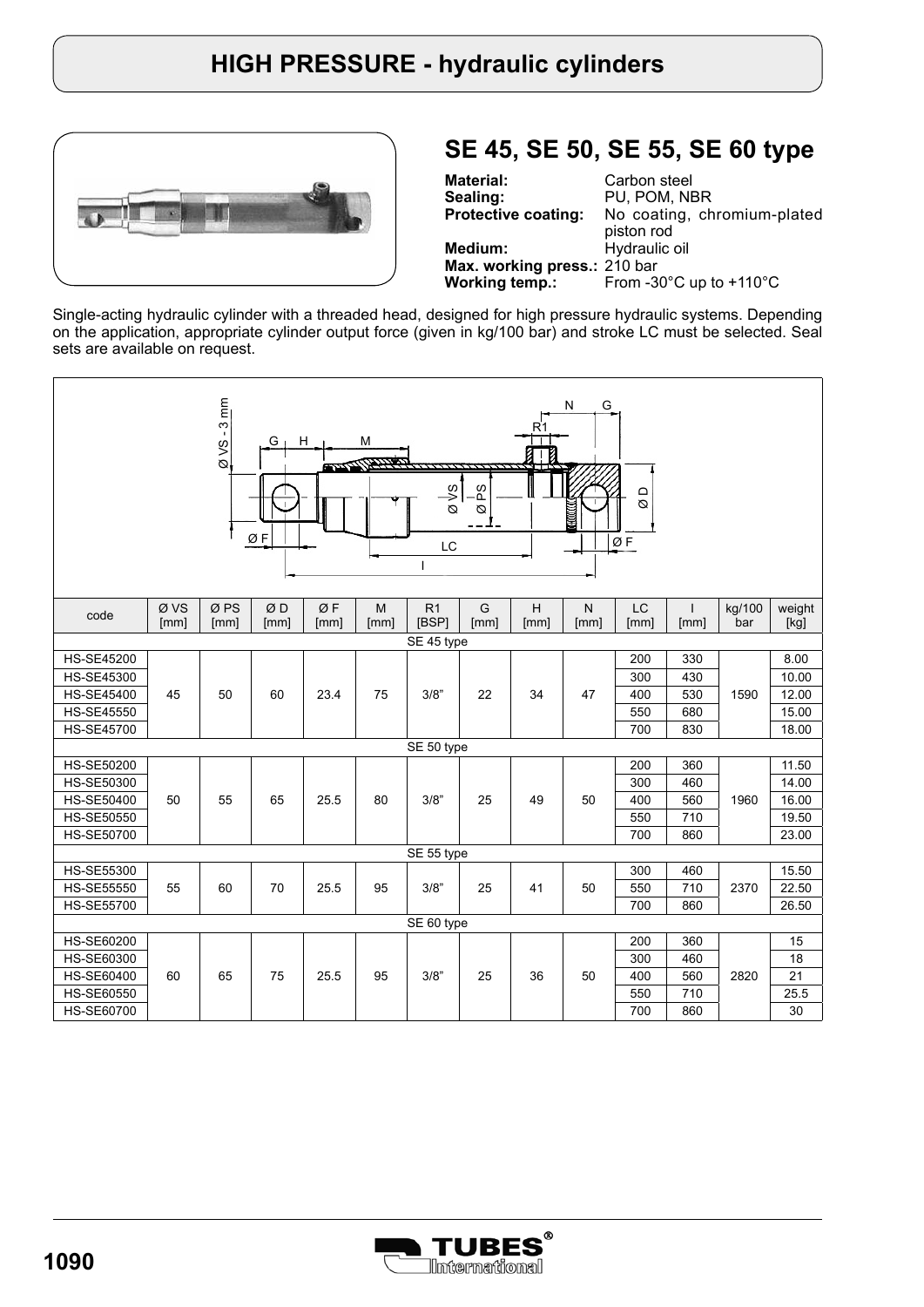// HIGH PRESSURE - hydraulic cylinders

## SE 45, SE 50, SE 55, SE 60 type

**Material:** Carbon steel
**Sealing:** PU, POM, NBR
**Protective coating:** No coating, chromium-plated piston rod
**Medium:** Hydraulic oil
**Max. working press.:** 210 bar
**Working temp.:** From -30°C up to +110°C

Single-acting hydraulic cylinder with a threaded head, designed for high pressure hydraulic systems. Depending on the application, appropriate cylinder output force (given in kg/100 bar) and stroke LC must be selected. Seal sets are available on request.

| code | Ø VS [mm] | Ø PS [mm] | Ø D [mm] | Ø F [mm] | M [mm] | R1 [BSP] | G [mm] | H [mm] | N [mm] | LC [mm] | I [mm] | kg/100 bar | weight [kg] |
|---|---|---|---|---|---|---|---|---|---|---|---|---|---|
| SE 45 type | | | | | | | | | | | | | |
| HS-SE45200 | 45 | 50 | 60 | 23.4 | 75 | 3/8" | 22 | 34 | 47 | 200 | 330 | 1590 | 8.00 |
| HS-SE45300 | | | | | | | | | | 300 | 430 | | 10.00 |
| HS-SE45400 | | | | | | | | | | 400 | 530 | | 12.00 |
| HS-SE45550 | | | | | | | | | | 550 | 680 | | 15.00 |
| HS-SE45700 | | | | | | | | | | 700 | 830 | | 18.00 |
| SE 50 type | | | | | | | | | | | | | |
| HS-SE50200 | 50 | 55 | 65 | 25.5 | 80 | 3/8" | 25 | 49 | 50 | 200 | 360 | 1960 | 11.50 |
| HS-SE50300 | | | | | | | | | | 300 | 460 | | 14.00 |
| HS-SE50400 | | | | | | | | | | 400 | 560 | | 16.00 |
| HS-SE50550 | | | | | | | | | | 550 | 710 | | 19.50 |
| HS-SE50700 | | | | | | | | | | 700 | 860 | | 23.00 |
| SE 55 type | | | | | | | | | | | | | |
| HS-SE55300 | 55 | 60 | 70 | 25.5 | 95 | 3/8" | 25 | 41 | 50 | 300 | 460 | 2370 | 15.50 |
| HS-SE55550 | | | | | | | | | | 550 | 710 | | 22.50 |
| HS-SE55700 | | | | | | | | | | 700 | 860 | | 26.50 |
| SE 60 type | | | | | | | | | | | | | |
| HS-SE60200 | 60 | 65 | 75 | 25.5 | 95 | 3/8" | 25 | 36 | 50 | 200 | 360 | 2820 | 15 |
| HS-SE60300 | | | | | | | | | | 300 | 460 | | 18 |
| HS-SE60400 | | | | | | | | | | 400 | 560 | | 21 |
| HS-SE60550 | | | | | | | | | | 550 | 710 | | 25.5 |
| HS-SE60700 | | | | | | | | | | 700 | 860 | | 30 |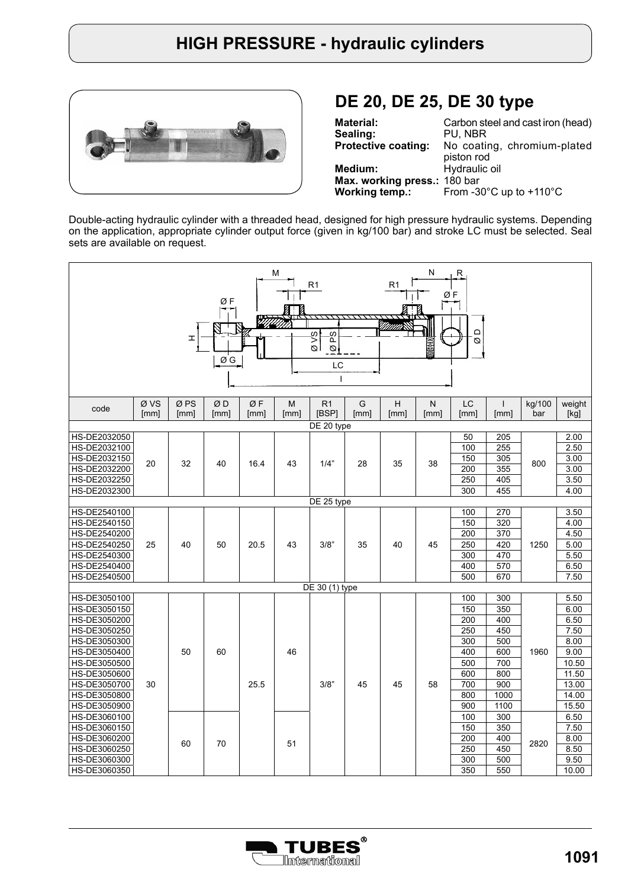# HIGH PRESSURE - hydraulic cylinders

## DE 20, DE 25, DE 30 type

**Material:** Carbon steel and cast iron (head)
**Sealing:** PU, NBR
**Protective coating:** No coating, chromium-plated piston rod
**Medium:** Hydraulic oil
**Max. working press.:** 180 bar
**Working temp.:** From -30°C up to +110°C

Double-acting hydraulic cylinder with a threaded head, designed for high pressure hydraulic systems. Depending on the application, appropriate cylinder output force (given in kg/100 bar) and stroke LC must be selected. Seal sets are available on request.

| code | Ø VS [mm] | Ø PS [mm] | Ø D [mm] | Ø F [mm] | M [mm] | R1 [BSP] | G [mm] | H [mm] | N [mm] | LC [mm] | l [mm] | kg/100 bar | weight [kg] |
|---|---|---|---|---|---|---|---|---|---|---|---|---|---|
| DE 20 type | | | | | | | | | | | | | |
| HS-DE2032050 | 20 | 32 | 40 | 16.4 | 43 | 1/4" | 28 | 35 | 38 | 50 | 205 | 800 | 2.00 |
| HS-DE2032100 | 20 | 32 | 40 | 16.4 | 43 | 1/4" | 28 | 35 | 38 | 100 | 255 | 800 | 2.50 |
| HS-DE2032150 | 20 | 32 | 40 | 16.4 | 43 | 1/4" | 28 | 35 | 38 | 150 | 305 | 800 | 3.00 |
| HS-DE2032200 | 20 | 32 | 40 | 16.4 | 43 | 1/4" | 28 | 35 | 38 | 200 | 355 | 800 | 3.00 |
| HS-DE2032250 | 20 | 32 | 40 | 16.4 | 43 | 1/4" | 28 | 35 | 38 | 250 | 405 | 800 | 3.50 |
| HS-DE2032300 | 20 | 32 | 40 | 16.4 | 43 | 1/4" | 28 | 35 | 38 | 300 | 455 | 800 | 4.00 |
| DE 25 type | | | | | | | | | | | | | |
| HS-DE2540100 | 25 | 40 | 50 | 20.5 | 43 | 3/8" | 35 | 40 | 45 | 100 | 270 | 1250 | 3.50 |
| HS-DE2540150 | 25 | 40 | 50 | 20.5 | 43 | 3/8" | 35 | 40 | 45 | 150 | 320 | 1250 | 4.00 |
| HS-DE2540200 | 25 | 40 | 50 | 20.5 | 43 | 3/8" | 35 | 40 | 45 | 200 | 370 | 1250 | 4.50 |
| HS-DE2540250 | 25 | 40 | 50 | 20.5 | 43 | 3/8" | 35 | 40 | 45 | 250 | 420 | 1250 | 5.00 |
| HS-DE2540300 | 25 | 40 | 50 | 20.5 | 43 | 3/8" | 35 | 40 | 45 | 300 | 470 | 1250 | 5.50 |
| HS-DE2540400 | 25 | 40 | 50 | 20.5 | 43 | 3/8" | 35 | 40 | 45 | 400 | 570 | 1250 | 6.50 |
| HS-DE2540500 | 25 | 40 | 50 | 20.5 | 43 | 3/8" | 35 | 40 | 45 | 500 | 670 | 1250 | 7.50 |
| DE 30 (1) type | | | | | | | | | | | | | |
| HS-DE3050100 | 30 | 50 | 60 | 25.5 | 46 | 3/8" | 45 | 45 | 58 | 100 | 300 | 1960 | 5.50 |
| HS-DE3050150 | 30 | 50 | 60 | 25.5 | 46 | 3/8" | 45 | 45 | 58 | 150 | 350 | 1960 | 6.00 |
| HS-DE3050200 | 30 | 50 | 60 | 25.5 | 46 | 3/8" | 45 | 45 | 58 | 200 | 400 | 1960 | 6.50 |
| HS-DE3050250 | 30 | 50 | 60 | 25.5 | 46 | 3/8" | 45 | 45 | 58 | 250 | 450 | 1960 | 7.50 |
| HS-DE3050300 | 30 | 50 | 60 | 25.5 | 46 | 3/8" | 45 | 45 | 58 | 300 | 500 | 1960 | 8.00 |
| HS-DE3050400 | 30 | 50 | 60 | 25.5 | 46 | 3/8" | 45 | 45 | 58 | 400 | 600 | 1960 | 9.00 |
| HS-DE3050500 | 30 | 50 | 60 | 25.5 | 46 | 3/8" | 45 | 45 | 58 | 500 | 700 | 1960 | 10.50 |
| HS-DE3050600 | 30 | 50 | 60 | 25.5 | 46 | 3/8" | 45 | 45 | 58 | 600 | 800 | 1960 | 11.50 |
| HS-DE3050700 | 30 | 50 | 60 | 25.5 | 46 | 3/8" | 45 | 45 | 58 | 700 | 900 | 1960 | 13.00 |
| HS-DE3050800 | 30 | 50 | 60 | 25.5 | 46 | 3/8" | 45 | 45 | 58 | 800 | 1000 | 1960 | 14.00 |
| HS-DE3050900 | 30 | 50 | 60 | 25.5 | 46 | 3/8" | 45 | 45 | 58 | 900 | 1100 | 1960 | 15.50 |
| HS-DE3060100 | 30 | 60 | 70 | 25.5 | 51 | 3/8" | 45 | 45 | 58 | 100 | 300 | 2820 | 6.50 |
| HS-DE3060150 | 30 | 60 | 70 | 25.5 | 51 | 3/8" | 45 | 45 | 58 | 150 | 350 | 2820 | 7.50 |
| HS-DE3060200 | 30 | 60 | 70 | 25.5 | 51 | 3/8" | 45 | 45 | 58 | 200 | 400 | 2820 | 8.00 |
| HS-DE3060250 | 30 | 60 | 70 | 25.5 | 51 | 3/8" | 45 | 45 | 58 | 250 | 450 | 2820 | 8.50 |
| HS-DE3060300 | 30 | 60 | 70 | 25.5 | 51 | 3/8" | 45 | 45 | 58 | 300 | 500 | 2820 | 9.50 |
| HS-DE3060350 | 30 | 60 | 70 | 25.5 | 51 | 3/8" | 45 | 45 | 58 | 350 | 550 | 2820 | 10.00 |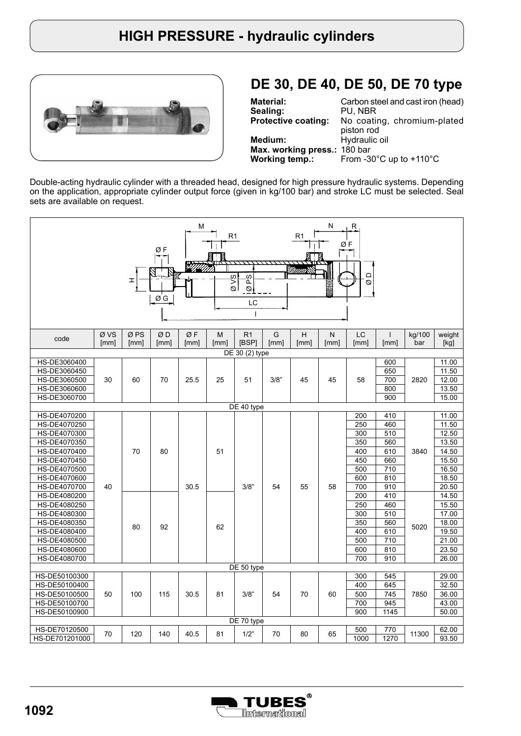# HIGH PRESSURE - hydraulic cylinders

## DE 30, DE 40, DE 50, DE 70 type

**Material:** Carbon steel and cast iron (head)
**Sealing:** PU, NBR
**Protective coating:** No coating, chromium-plated piston rod
**Medium:** Hydraulic oil
**Max. working press.:** 180 bar
**Working temp.:** From -30°C up to +110°C

Double-acting hydraulic cylinder with a threaded head, designed for high pressure hydraulic systems. Depending on the application, appropriate cylinder output force (given in kg/100 bar) and stroke LC must be selected. Seal sets are available on request.

| code | Ø VS [mm] | Ø PS [mm] | Ø D [mm] | Ø F [mm] | M [mm] | R1 [BSP] | G [mm] | H [mm] | N [mm] | LC [mm] | l [mm] | kg/100 bar | weight [kg] |
|---|---|---|---|---|---|---|---|---|---|---|---|---|---|
| DE 30 (2) type | | | | | | | | | | | | | |
| HS-DE3060400 | 30 | 60 | 70 | 25.5 | 25 | 51 | 3/8" | 45 | 45 | 58 | 600 | 2820 | 11.00 |
| HS-DE3060450 | 30 | 60 | 70 | 25.5 | 25 | 51 | 3/8" | 45 | 45 | 58 | 650 | 2820 | 11.50 |
| HS-DE3060500 | 30 | 60 | 70 | 25.5 | 25 | 51 | 3/8" | 45 | 45 | 58 | 700 | 2820 | 12.00 |
| HS-DE3060600 | 30 | 60 | 70 | 25.5 | 25 | 51 | 3/8" | 45 | 45 | 58 | 800 | 2820 | 13.50 |
| HS-DE3060700 | 30 | 60 | 70 | 25.5 | 25 | 51 | 3/8" | 45 | 45 | 58 | 900 | 2820 | 15.00 |
| DE 40 type | | | | | | | | | | | | | |
| HS-DE4070200 | 40 | 70 | 80 | 30.5 | 51 | 3/8" | 54 | 55 | 58 | 200 | 410 | 3840 | 11.00 |
| HS-DE4070250 | 40 | 70 | 80 | 30.5 | 51 | 3/8" | 54 | 55 | 58 | 250 | 460 | 3840 | 11.50 |
| HS-DE4070300 | 40 | 70 | 80 | 30.5 | 51 | 3/8" | 54 | 55 | 58 | 300 | 510 | 3840 | 12.50 |
| HS-DE4070350 | 40 | 70 | 80 | 30.5 | 51 | 3/8" | 54 | 55 | 58 | 350 | 560 | 3840 | 13.50 |
| HS-DE4070400 | 40 | 70 | 80 | 30.5 | 51 | 3/8" | 54 | 55 | 58 | 400 | 610 | 3840 | 14.50 |
| HS-DE4070450 | 40 | 70 | 80 | 30.5 | 51 | 3/8" | 54 | 55 | 58 | 450 | 660 | 3840 | 15.50 |
| HS-DE4070500 | 40 | 70 | 80 | 30.5 | 51 | 3/8" | 54 | 55 | 58 | 500 | 710 | 3840 | 16.50 |
| HS-DE4070600 | 40 | 70 | 80 | 30.5 | 51 | 3/8" | 54 | 55 | 58 | 600 | 810 | 3840 | 18.50 |
| HS-DE4070700 | 40 | 70 | 80 | 30.5 | 51 | 3/8" | 54 | 55 | 58 | 700 | 910 | 3840 | 20.50 |
| HS-DE4080200 | 40 | 80 | 92 | 30.5 | 62 | 3/8" | 54 | 55 | 58 | 200 | 410 | 5020 | 14.50 |
| HS-DE4080250 | 40 | 80 | 92 | 30.5 | 62 | 3/8" | 54 | 55 | 58 | 250 | 460 | 5020 | 15.50 |
| HS-DE4080300 | 40 | 80 | 92 | 30.5 | 62 | 3/8" | 54 | 55 | 58 | 300 | 510 | 5020 | 17.00 |
| HS-DE4080350 | 40 | 80 | 92 | 30.5 | 62 | 3/8" | 54 | 55 | 58 | 350 | 560 | 5020 | 18.00 |
| HS-DE4080400 | 40 | 80 | 92 | 30.5 | 62 | 3/8" | 54 | 55 | 58 | 400 | 610 | 5020 | 19.50 |
| HS-DE4080500 | 40 | 80 | 92 | 30.5 | 62 | 3/8" | 54 | 55 | 58 | 500 | 710 | 5020 | 21.00 |
| HS-DE4080600 | 40 | 80 | 92 | 30.5 | 62 | 3/8" | 54 | 55 | 58 | 600 | 810 | 5020 | 23.50 |
| HS-DE4080700 | 40 | 80 | 92 | 30.5 | 62 | 3/8" | 54 | 55 | 58 | 700 | 910 | 5020 | 26.00 |
| DE 50 type | | | | | | | | | | | | | |
| HS-DE50100300 | 50 | 100 | 115 | 30.5 | 81 | 3/8" | 54 | 70 | 60 | 300 | 545 | 7850 | 29.00 |
| HS-DE50100400 | 50 | 100 | 115 | 30.5 | 81 | 3/8" | 54 | 70 | 60 | 400 | 645 | 7850 | 32.50 |
| HS-DE50100500 | 50 | 100 | 115 | 30.5 | 81 | 3/8" | 54 | 70 | 60 | 500 | 745 | 7850 | 36.00 |
| HS-DE50100700 | 50 | 100 | 115 | 30.5 | 81 | 3/8" | 54 | 70 | 60 | 700 | 945 | 7850 | 43.00 |
| HS-DE50100900 | 50 | 100 | 115 | 30.5 | 81 | 3/8" | 54 | 70 | 60 | 900 | 1145 | 7850 | 50.00 |
| DE 70 type | | | | | | | | | | | | | |
| HS-DE70120500 | 70 | 120 | 140 | 40.5 | 81 | 1/2" | 70 | 80 | 65 | 500 | 770 | 11300 | 62.00 |
| HS-DE701201000 | 70 | 120 | 140 | 40.5 | 81 | 1/2" | 70 | 80 | 65 | 1000 | 1270 | 11300 | 93.50 |